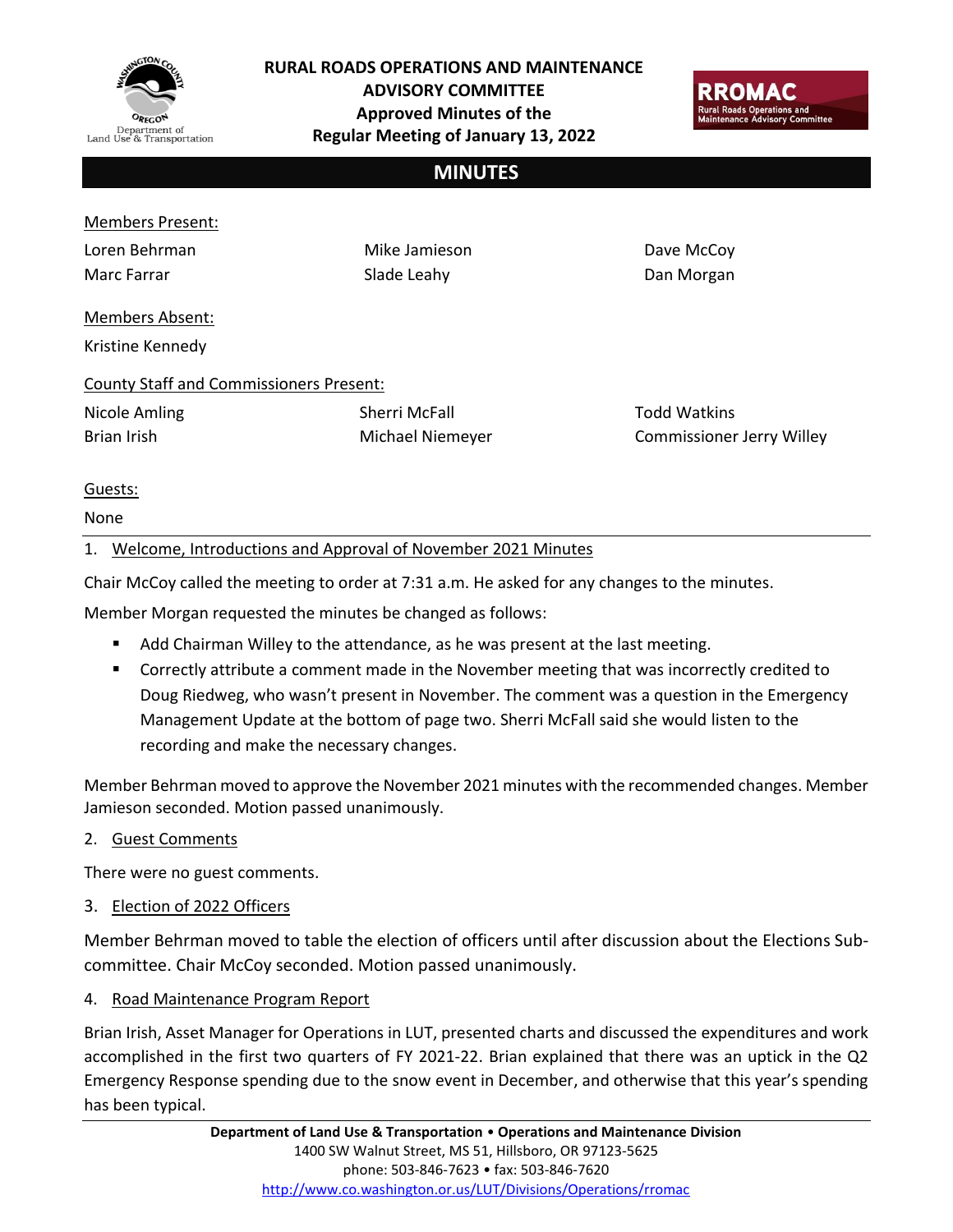# RURAL ROADS OPERATIONS AND MAINTENANCE ADVISORY COMMITTEE

**Approved Minutes of the Regular Meeting of January 13, 2022**

## MINUTES

Members Present:

Loren Behrman
Marc Farrar
Mike Jamieson
Slade Leahy
Dave McCoy
Dan Morgan

Members Absent:

Kristine Kennedy

County Staff and Commissioners Present:

Nicole Amling
Brian Irish
Sherri McFall
Michael Niemeyer
Todd Watkins
Commissioner Jerry Willey

Guests:

None

1. Welcome, Introductions and Approval of November 2021 Minutes

Chair McCoy called the meeting to order at 7:31 a.m. He asked for any changes to the minutes.

Member Morgan requested the minutes be changed as follows:

- Add Chairman Willey to the attendance, as he was present at the last meeting.
- Correctly attribute a comment made in the November meeting that was incorrectly credited to Doug Riedweg, who wasn't present in November. The comment was a question in the Emergency Management Update at the bottom of page two. Sherri McFall said she would listen to the recording and make the necessary changes.

Member Behrman moved to approve the November 2021 minutes with the recommended changes. Member Jamieson seconded. Motion passed unanimously.

2. Guest Comments

There were no guest comments.

3. Election of 2022 Officers

Member Behrman moved to table the election of officers until after discussion about the Elections Sub-committee. Chair McCoy seconded. Motion passed unanimously.

4. Road Maintenance Program Report

Brian Irish, Asset Manager for Operations in LUT, presented charts and discussed the expenditures and work accomplished in the first two quarters of FY 2021-22. Brian explained that there was an uptick in the Q2 Emergency Response spending due to the snow event in December, and otherwise that this year's spending has been typical.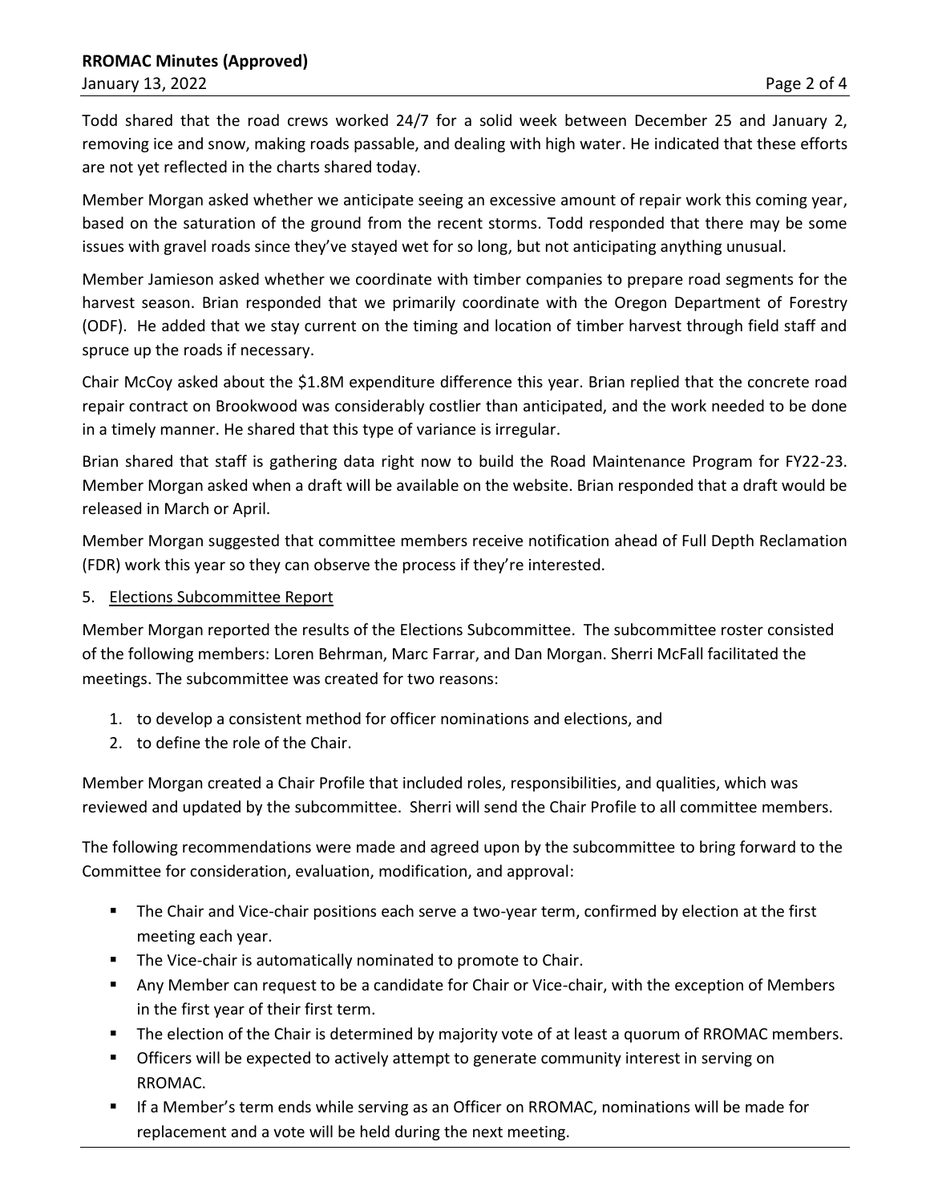Todd shared that the road crews worked 24/7 for a solid week between December 25 and January 2, removing ice and snow, making roads passable, and dealing with high water. He indicated that these efforts are not yet reflected in the charts shared today.

Member Morgan asked whether we anticipate seeing an excessive amount of repair work this coming year, based on the saturation of the ground from the recent storms. Todd responded that there may be some issues with gravel roads since they've stayed wet for so long, but not anticipating anything unusual.

Member Jamieson asked whether we coordinate with timber companies to prepare road segments for the harvest season. Brian responded that we primarily coordinate with the Oregon Department of Forestry (ODF). He added that we stay current on the timing and location of timber harvest through field staff and spruce up the roads if necessary.

Chair McCoy asked about the $1.8M expenditure difference this year. Brian replied that the concrete road repair contract on Brookwood was considerably costlier than anticipated, and the work needed to be done in a timely manner. He shared that this type of variance is irregular.

Brian shared that staff is gathering data right now to build the Road Maintenance Program for FY22-23. Member Morgan asked when a draft will be available on the website. Brian responded that a draft would be released in March or April.

Member Morgan suggested that committee members receive notification ahead of Full Depth Reclamation (FDR) work this year so they can observe the process if they're interested.

5. <u>Elections Subcommittee Report</u>

Member Morgan reported the results of the Elections Subcommittee. The subcommittee roster consisted of the following members: Loren Behrman, Marc Farrar, and Dan Morgan. Sherri McFall facilitated the meetings. The subcommittee was created for two reasons:

1. to develop a consistent method for officer nominations and elections, and
2. to define the role of the Chair.

Member Morgan created a Chair Profile that included roles, responsibilities, and qualities, which was reviewed and updated by the subcommittee. Sherri will send the Chair Profile to all committee members.

The following recommendations were made and agreed upon by the subcommittee to bring forward to the Committee for consideration, evaluation, modification, and approval:

- The Chair and Vice-chair positions each serve a two-year term, confirmed by election at the first meeting each year.
- The Vice-chair is automatically nominated to promote to Chair.
- Any Member can request to be a candidate for Chair or Vice-chair, with the exception of Members in the first year of their first term.
- The election of the Chair is determined by majority vote of at least a quorum of RROMAC members.
- Officers will be expected to actively attempt to generate community interest in serving on RROMAC.
- If a Member's term ends while serving as an Officer on RROMAC, nominations will be made for replacement and a vote will be held during the next meeting.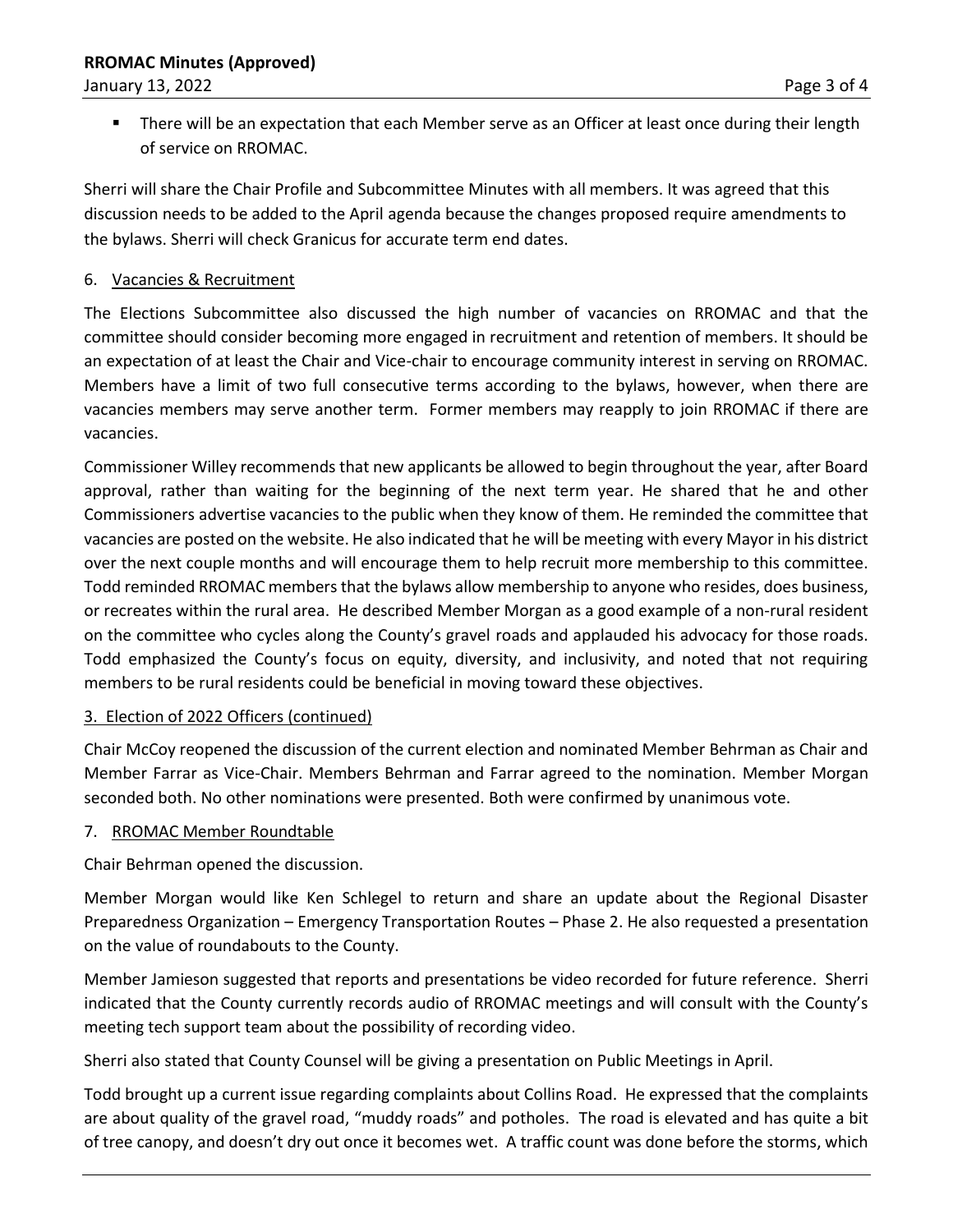- There will be an expectation that each Member serve as an Officer at least once during their length of service on RROMAC.

Sherri will share the Chair Profile and Subcommittee Minutes with all members. It was agreed that this discussion needs to be added to the April agenda because the changes proposed require amendments to the bylaws. Sherri will check Granicus for accurate term end dates.

## 6. Vacancies & Recruitment

The Elections Subcommittee also discussed the high number of vacancies on RROMAC and that the committee should consider becoming more engaged in recruitment and retention of members. It should be an expectation of at least the Chair and Vice-chair to encourage community interest in serving on RROMAC. Members have a limit of two full consecutive terms according to the bylaws, however, when there are vacancies members may serve another term. Former members may reapply to join RROMAC if there are vacancies.

Commissioner Willey recommends that new applicants be allowed to begin throughout the year, after Board approval, rather than waiting for the beginning of the next term year. He shared that he and other Commissioners advertise vacancies to the public when they know of them. He reminded the committee that vacancies are posted on the website. He also indicated that he will be meeting with every Mayor in his district over the next couple months and will encourage them to help recruit more membership to this committee. Todd reminded RROMAC members that the bylaws allow membership to anyone who resides, does business, or recreates within the rural area. He described Member Morgan as a good example of a non-rural resident on the committee who cycles along the County's gravel roads and applauded his advocacy for those roads. Todd emphasized the County's focus on equity, diversity, and inclusivity, and noted that not requiring members to be rural residents could be beneficial in moving toward these objectives.

## 3. Election of 2022 Officers (continued)

Chair McCoy reopened the discussion of the current election and nominated Member Behrman as Chair and Member Farrar as Vice-Chair. Members Behrman and Farrar agreed to the nomination. Member Morgan seconded both. No other nominations were presented. Both were confirmed by unanimous vote.

## 7. RROMAC Member Roundtable

Chair Behrman opened the discussion.

Member Morgan would like Ken Schlegel to return and share an update about the Regional Disaster Preparedness Organization – Emergency Transportation Routes – Phase 2. He also requested a presentation on the value of roundabouts to the County.

Member Jamieson suggested that reports and presentations be video recorded for future reference. Sherri indicated that the County currently records audio of RROMAC meetings and will consult with the County's meeting tech support team about the possibility of recording video.

Sherri also stated that County Counsel will be giving a presentation on Public Meetings in April.

Todd brought up a current issue regarding complaints about Collins Road. He expressed that the complaints are about quality of the gravel road, "muddy roads" and potholes. The road is elevated and has quite a bit of tree canopy, and doesn't dry out once it becomes wet. A traffic count was done before the storms, which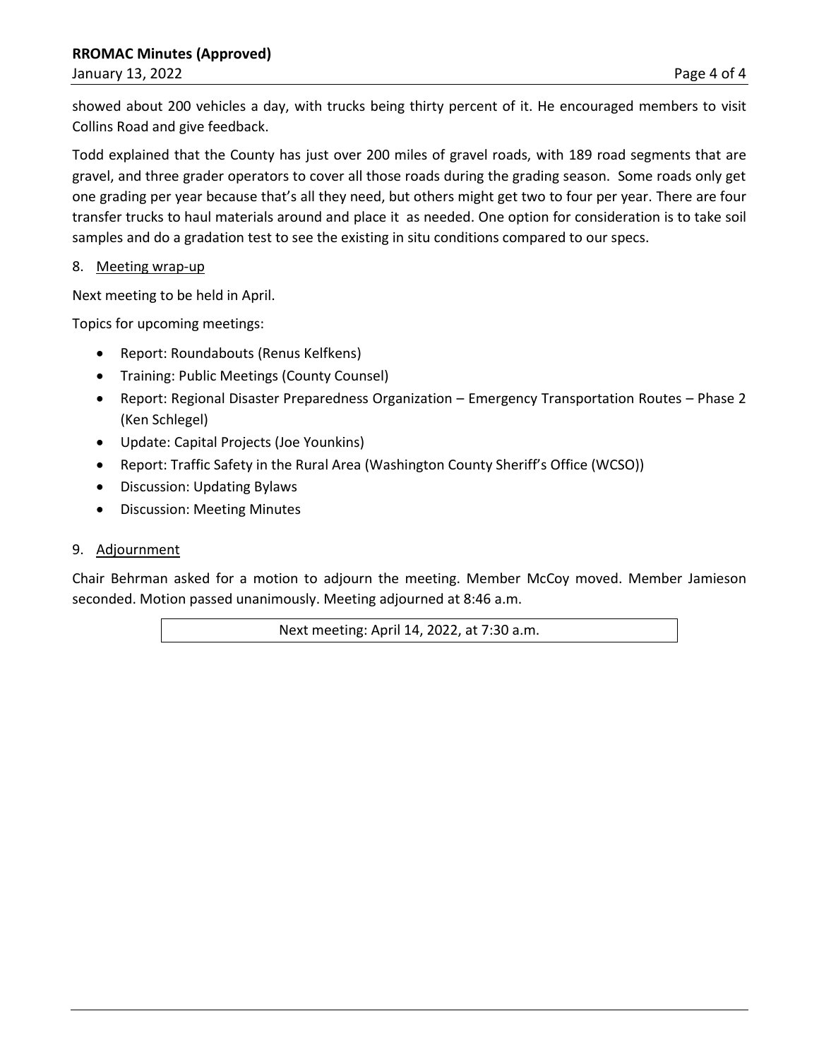showed about 200 vehicles a day, with trucks being thirty percent of it. He encouraged members to visit Collins Road and give feedback.

Todd explained that the County has just over 200 miles of gravel roads, with 189 road segments that are gravel, and three grader operators to cover all those roads during the grading season. Some roads only get one grading per year because that's all they need, but others might get two to four per year. There are four transfer trucks to haul materials around and place it as needed. One option for consideration is to take soil samples and do a gradation test to see the existing in situ conditions compared to our specs.

8. <u>Meeting wrap-up</u>

Next meeting to be held in April.

Topics for upcoming meetings:

- Report: Roundabouts (Renus Kelfkens)
- Training: Public Meetings (County Counsel)
- Report: Regional Disaster Preparedness Organization – Emergency Transportation Routes – Phase 2 (Ken Schlegel)
- Update: Capital Projects (Joe Younkins)
- Report: Traffic Safety in the Rural Area (Washington County Sheriff's Office (WCSO))
- Discussion: Updating Bylaws
- Discussion: Meeting Minutes

9. <u>Adjournment</u>

Chair Behrman asked for a motion to adjourn the meeting. Member McCoy moved. Member Jamieson seconded. Motion passed unanimously. Meeting adjourned at 8:46 a.m.

Next meeting: April 14, 2022, at 7:30 a.m.